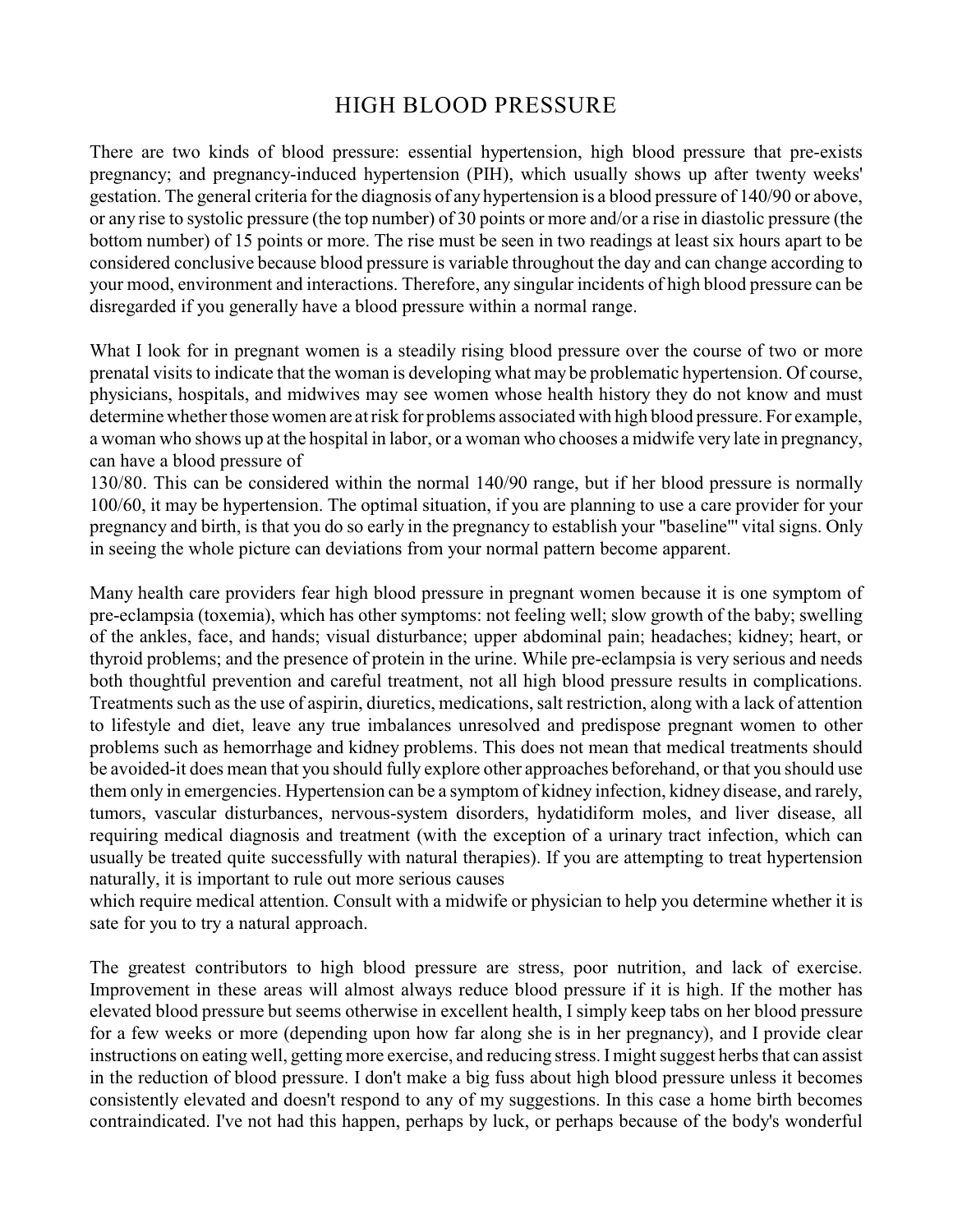# HIGH BLOOD PRESSURE

There are two kinds of blood pressure: essential hypertension, high blood pressure that pre-exists pregnancy; and pregnancy-induced hypertension (PIH), which usually shows up after twenty weeks' gestation. The general criteria for the diagnosis of any hypertension is a blood pressure of 140/90 or above, or any rise to systolic pressure (the top number) of 30 points or more and/or a rise in diastolic pressure (the bottom number) of 15 points or more. The rise must be seen in two readings at least six hours apart to be considered conclusive because blood pressure is variable throughout the day and can change according to your mood, environment and interactions. Therefore, any singular incidents of high blood pressure can be disregarded if you generally have a blood pressure within a normal range.

What I look for in pregnant women is a steadily rising blood pressure over the course of two or more prenatal visits to indicate that the woman is developing what may be problematic hypertension. Of course, physicians, hospitals, and midwives may see women whose health history they do not know and must determine whether those women are at risk for problems associated with high blood pressure. For example, a woman who shows up at the hospital in labor, or a woman who chooses a midwife very late in pregnancy, can have a blood pressure of 130/80. This can be considered within the normal 140/90 range, but if her blood pressure is normally 100/60, it may be hypertension. The optimal situation, if you are planning to use a care provider for your pregnancy and birth, is that you do so early in the pregnancy to establish your "baseline"' vital signs. Only in seeing the whole picture can deviations from your normal pattern become apparent.

Many health care providers fear high blood pressure in pregnant women because it is one symptom of pre-eclampsia (toxemia), which has other symptoms: not feeling well; slow growth of the baby; swelling of the ankles, face, and hands; visual disturbance; upper abdominal pain; headaches; kidney; heart, or thyroid problems; and the presence of protein in the urine. While pre-eclampsia is very serious and needs both thoughtful prevention and careful treatment, not all high blood pressure results in complications. Treatments such as the use of aspirin, diuretics, medications, salt restriction, along with a lack of attention to lifestyle and diet, leave any true imbalances unresolved and predispose pregnant women to other problems such as hemorrhage and kidney problems. This does not mean that medical treatments should be avoided-it does mean that you should fully explore other approaches beforehand, or that you should use them only in emergencies. Hypertension can be a symptom of kidney infection, kidney disease, and rarely, tumors, vascular disturbances, nervous-system disorders, hydatidiform moles, and liver disease, all requiring medical diagnosis and treatment (with the exception of a urinary tract infection, which can usually be treated quite successfully with natural therapies). If you are attempting to treat hypertension naturally, it is important to rule out more serious causes which require medical attention. Consult with a midwife or physician to help you determine whether it is sate for you to try a natural approach.

The greatest contributors to high blood pressure are stress, poor nutrition, and lack of exercise. Improvement in these areas will almost always reduce blood pressure if it is high. If the mother has elevated blood pressure but seems otherwise in excellent health, I simply keep tabs on her blood pressure for a few weeks or more (depending upon how far along she is in her pregnancy), and I provide clear instructions on eating well, getting more exercise, and reducing stress. I might suggest herbs that can assist in the reduction of blood pressure. I don't make a big fuss about high blood pressure unless it becomes consistently elevated and doesn't respond to any of my suggestions. In this case a home birth becomes contraindicated. I've not had this happen, perhaps by luck, or perhaps because of the body's wonderful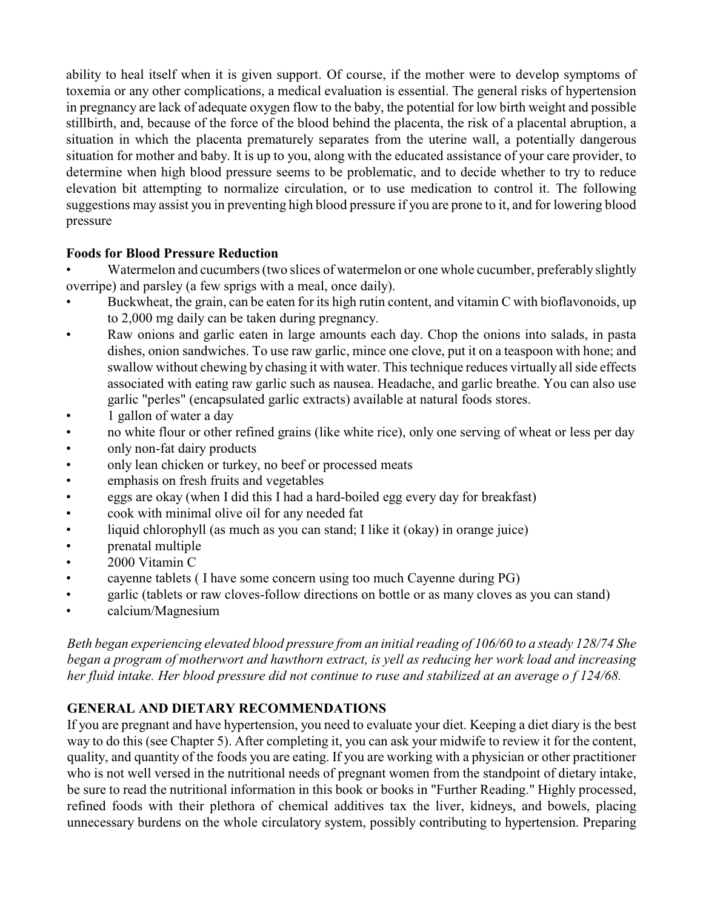ability to heal itself when it is given support. Of course, if the mother were to develop symptoms of toxemia or any other complications, a medical evaluation is essential. The general risks of hypertension in pregnancy are lack of adequate oxygen flow to the baby, the potential for low birth weight and possible stillbirth, and, because of the force of the blood behind the placenta, the risk of a placental abruption, a situation in which the placenta prematurely separates from the uterine wall, a potentially dangerous situation for mother and baby. It is up to you, along with the educated assistance of your care provider, to determine when high blood pressure seems to be problematic, and to decide whether to try to reduce elevation bit attempting to normalize circulation, or to use medication to control it. The following suggestions may assist you in preventing high blood pressure if you are prone to it, and for lowering blood pressure

**Foods for Blood Pressure Reduction**

- Watermelon and cucumbers (two slices of watermelon or one whole cucumber, preferably slightly overripe) and parsley (a few sprigs with a meal, once daily).
- Buckwheat, the grain, can be eaten for its high rutin content, and vitamin C with bioflavonoids, up to 2,000 mg daily can be taken during pregnancy.
- Raw onions and garlic eaten in large amounts each day. Chop the onions into salads, in pasta dishes, onion sandwiches. To use raw garlic, mince one clove, put it on a teaspoon with hone; and swallow without chewing by chasing it with water. This technique reduces virtually all side effects associated with eating raw garlic such as nausea. Headache, and garlic breathe. You can also use garlic "perles" (encapsulated garlic extracts) available at natural foods stores.
- 1 gallon of water a day
- no white flour or other refined grains (like white rice), only one serving of wheat or less per day
- only non-fat dairy products
- only lean chicken or turkey, no beef or processed meats
- emphasis on fresh fruits and vegetables
- eggs are okay (when I did this I had a hard-boiled egg every day for breakfast)
- cook with minimal olive oil for any needed fat
- liquid chlorophyll (as much as you can stand; I like it (okay) in orange juice)
- prenatal multiple
- 2000 Vitamin C
- cayenne tablets ( I have some concern using too much Cayenne during PG)
- garlic (tablets or raw cloves-follow directions on bottle or as many cloves as you can stand)
- calcium/Magnesium

*Beth began experiencing elevated blood pressure from an initial reading of 106/60 to a steady 128/74 She began a program of motherwort and hawthorn extract, is yell as reducing her work load and increasing her fluid intake. Her blood pressure did not continue to ruse and stabilized at an average o f 124/68.*

## GENERAL AND DIETARY RECOMMENDATIONS

If you are pregnant and have hypertension, you need to evaluate your diet. Keeping a diet diary is the best way to do this (see Chapter 5). After completing it, you can ask your midwife to review it for the content, quality, and quantity of the foods you are eating. If you are working with a physician or other practitioner who is not well versed in the nutritional needs of pregnant women from the standpoint of dietary intake, be sure to read the nutritional information in this book or books in "Further Reading." Highly processed, refined foods with their plethora of chemical additives tax the liver, kidneys, and bowels, placing unnecessary burdens on the whole circulatory system, possibly contributing to hypertension. Preparing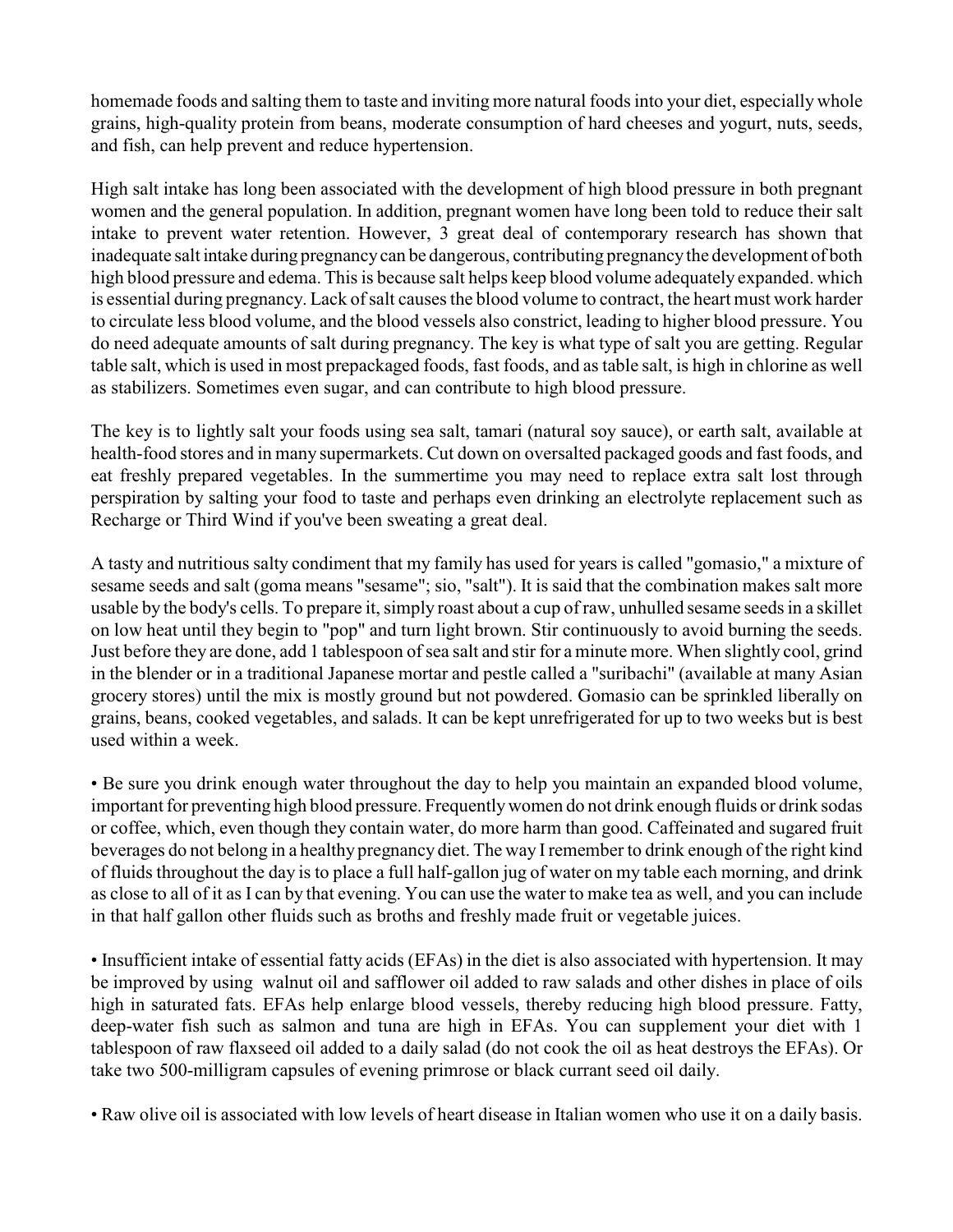homemade foods and salting them to taste and inviting more natural foods into your diet, especially whole grains, high-quality protein from beans, moderate consumption of hard cheeses and yogurt, nuts, seeds, and fish, can help prevent and reduce hypertension.

High salt intake has long been associated with the development of high blood pressure in both pregnant women and the general population. In addition, pregnant women have long been told to reduce their salt intake to prevent water retention. However, 3 great deal of contemporary research has shown that inadequate salt intake during pregnancy can be dangerous, contributing pregnancy the development of both high blood pressure and edema. This is because salt helps keep blood volume adequately expanded. which is essential during pregnancy. Lack of salt causes the blood volume to contract, the heart must work harder to circulate less blood volume, and the blood vessels also constrict, leading to higher blood pressure. You do need adequate amounts of salt during pregnancy. The key is what type of salt you are getting. Regular table salt, which is used in most prepackaged foods, fast foods, and as table salt, is high in chlorine as well as stabilizers. Sometimes even sugar, and can contribute to high blood pressure.

The key is to lightly salt your foods using sea salt, tamari (natural soy sauce), or earth salt, available at health-food stores and in many supermarkets. Cut down on oversalted packaged goods and fast foods, and eat freshly prepared vegetables. In the summertime you may need to replace extra salt lost through perspiration by salting your food to taste and perhaps even drinking an electrolyte replacement such as Recharge or Third Wind if you've been sweating a great deal.

A tasty and nutritious salty condiment that my family has used for years is called "gomasio," a mixture of sesame seeds and salt (goma means "sesame"; sio, "salt"). It is said that the combination makes salt more usable by the body's cells. To prepare it, simply roast about a cup of raw, unhulled sesame seeds in a skillet on low heat until they begin to "pop" and turn light brown. Stir continuously to avoid burning the seeds. Just before they are done, add 1 tablespoon of sea salt and stir for a minute more. When slightly cool, grind in the blender or in a traditional Japanese mortar and pestle called a "suribachi" (available at many Asian grocery stores) until the mix is mostly ground but not powdered. Gomasio can be sprinkled liberally on grains, beans, cooked vegetables, and salads. It can be kept unrefrigerated for up to two weeks but is best used within a week.

- Be sure you drink enough water throughout the day to help you maintain an expanded blood volume, important for preventing high blood pressure. Frequently women do not drink enough fluids or drink sodas or coffee, which, even though they contain water, do more harm than good. Caffeinated and sugared fruit beverages do not belong in a healthy pregnancy diet. The way I remember to drink enough of the right kind of fluids throughout the day is to place a full half-gallon jug of water on my table each morning, and drink as close to all of it as I can by that evening. You can use the water to make tea as well, and you can include in that half gallon other fluids such as broths and freshly made fruit or vegetable juices.

- Insufficient intake of essential fatty acids (EFAs) in the diet is also associated with hypertension. It may be improved by using walnut oil and safflower oil added to raw salads and other dishes in place of oils high in saturated fats. EFAs help enlarge blood vessels, thereby reducing high blood pressure. Fatty, deep-water fish such as salmon and tuna are high in EFAs. You can supplement your diet with 1 tablespoon of raw flaxseed oil added to a daily salad (do not cook the oil as heat destroys the EFAs). Or take two 500-milligram capsules of evening primrose or black currant seed oil daily.

- Raw olive oil is associated with low levels of heart disease in Italian women who use it on a daily basis.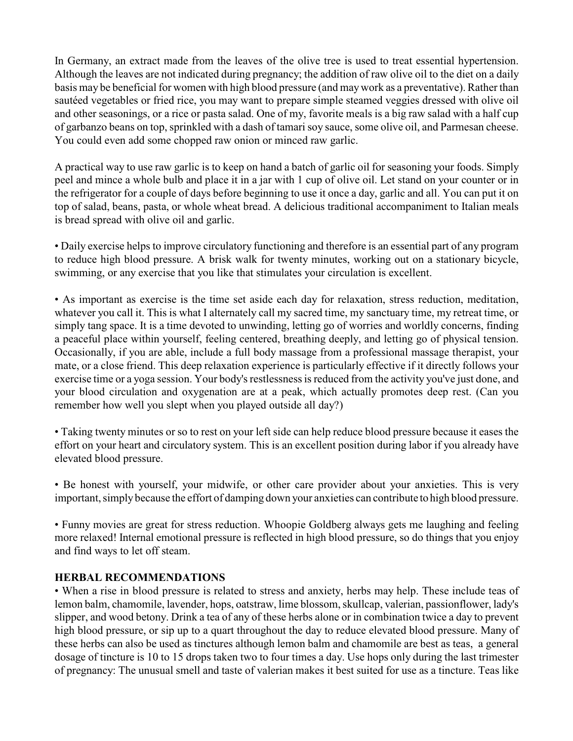In Germany, an extract made from the leaves of the olive tree is used to treat essential hypertension. Although the leaves are not indicated during pregnancy; the addition of raw olive oil to the diet on a daily basis may be beneficial for women with high blood pressure (and may work as a preventative). Rather than sautéed vegetables or fried rice, you may want to prepare simple steamed veggies dressed with olive oil and other seasonings, or a rice or pasta salad. One of my, favorite meals is a big raw salad with a half cup of garbanzo beans on top, sprinkled with a dash of tamari soy sauce, some olive oil, and Parmesan cheese. You could even add some chopped raw onion or minced raw garlic.

A practical way to use raw garlic is to keep on hand a batch of garlic oil for seasoning your foods. Simply peel and mince a whole bulb and place it in a jar with 1 cup of olive oil. Let stand on your counter or in the refrigerator for a couple of days before beginning to use it once a day, garlic and all. You can put it on top of salad, beans, pasta, or whole wheat bread. A delicious traditional accompaniment to Italian meals is bread spread with olive oil and garlic.

- Daily exercise helps to improve circulatory functioning and therefore is an essential part of any program to reduce high blood pressure. A brisk walk for twenty minutes, working out on a stationary bicycle, swimming, or any exercise that you like that stimulates your circulation is excellent.

- As important as exercise is the time set aside each day for relaxation, stress reduction, meditation, whatever you call it. This is what I alternately call my sacred time, my sanctuary time, my retreat time, or simply tang space. It is a time devoted to unwinding, letting go of worries and worldly concerns, finding a peaceful place within yourself, feeling centered, breathing deeply, and letting go of physical tension. Occasionally, if you are able, include a full body massage from a professional massage therapist, your mate, or a close friend. This deep relaxation experience is particularly effective if it directly follows your exercise time or a yoga session. Your body's restlessness is reduced from the activity you've just done, and your blood circulation and oxygenation are at a peak, which actually promotes deep rest. (Can you remember how well you slept when you played outside all day?)

- Taking twenty minutes or so to rest on your left side can help reduce blood pressure because it eases the effort on your heart and circulatory system. This is an excellent position during labor if you already have elevated blood pressure.

- Be honest with yourself, your midwife, or other care provider about your anxieties. This is very important, simply because the effort of damping down your anxieties can contribute to high blood pressure.

- Funny movies are great for stress reduction. Whoopie Goldberg always gets me laughing and feeling more relaxed! Internal emotional pressure is reflected in high blood pressure, so do things that you enjoy and find ways to let off steam.

**HERBAL RECOMMENDATIONS**

- When a rise in blood pressure is related to stress and anxiety, herbs may help. These include teas of lemon balm, chamomile, lavender, hops, oatstraw, lime blossom, skullcap, valerian, passionflower, lady's slipper, and wood betony. Drink a tea of any of these herbs alone or in combination twice a day to prevent high blood pressure, or sip up to a quart throughout the day to reduce elevated blood pressure. Many of these herbs can also be used as tinctures although lemon balm and chamomile are best as teas, a general dosage of tincture is 10 to 15 drops taken two to four times a day. Use hops only during the last trimester of pregnancy: The unusual smell and taste of valerian makes it best suited for use as a tincture. Teas like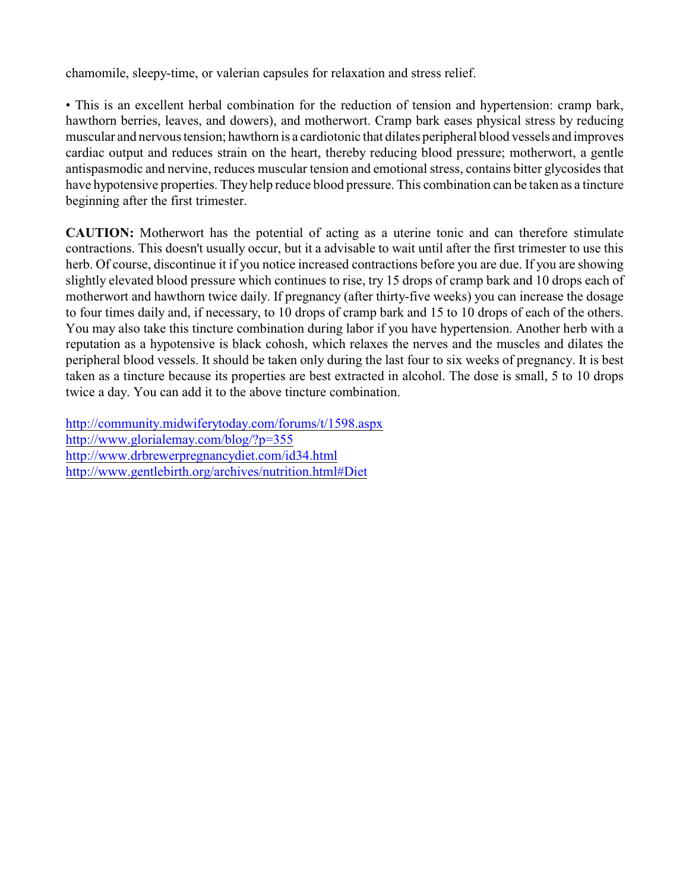chamomile, sleepy-time, or valerian capsules for relaxation and stress relief.

• This is an excellent herbal combination for the reduction of tension and hypertension: cramp bark, hawthorn berries, leaves, and dowers), and motherwort. Cramp bark eases physical stress by reducing muscular and nervous tension; hawthorn is a cardiotonic that dilates peripheral blood vessels and improves cardiac output and reduces strain on the heart, thereby reducing blood pressure; motherwort, a gentle antispasmodic and nervine, reduces muscular tension and emotional stress, contains bitter glycosides that have hypotensive properties. They help reduce blood pressure. This combination can be taken as a tincture beginning after the first trimester.

**CAUTION:** Motherwort has the potential of acting as a uterine tonic and can therefore stimulate contractions. This doesn't usually occur, but it a advisable to wait until after the first trimester to use this herb. Of course, discontinue it if you notice increased contractions before you are due. If you are showing slightly elevated blood pressure which continues to rise, try 15 drops of cramp bark and 10 drops each of motherwort and hawthorn twice daily. If pregnancy (after thirty-five weeks) you can increase the dosage to four times daily and, if necessary, to 10 drops of cramp bark and 15 to 10 drops of each of the others. You may also take this tincture combination during labor if you have hypertension. Another herb with a reputation as a hypotensive is black cohosh, which relaxes the nerves and the muscles and dilates the peripheral blood vessels. It should be taken only during the last four to six weeks of pregnancy. It is best taken as a tincture because its properties are best extracted in alcohol. The dose is small, 5 to 10 drops twice a day. You can add it to the above tincture combination.

http://community.midwiferytoday.com/forums/t/1598.aspx
http://www.glorialemay.com/blog/?p=355
http://www.drbrewerpregnancydiet.com/id34.html
http://www.gentlebirth.org/archives/nutrition.html#Diet